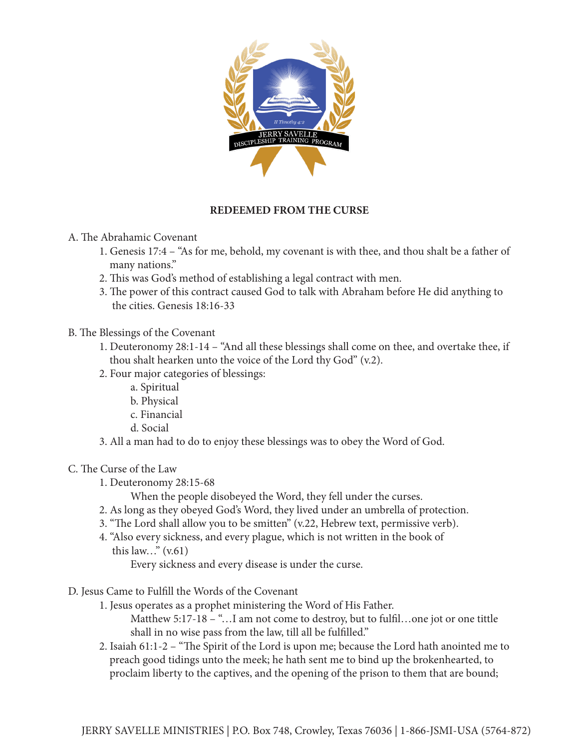# REDEEMED FROM THE CURSE

A. The Abrahamic Covenant

1. Genesis 17:4 – "As for me, behold, my covenant is with thee, and thou shalt be a father of many nations."
2. This was God's method of establishing a legal contract with men.
3. The power of this contract caused God to talk with Abraham before He did anything to the cities. Genesis 18:16-33

B. The Blessings of the Covenant

1. Deuteronomy 28:1-14 – "And all these blessings shall come on thee, and overtake thee, if thou shalt hearken unto the voice of the Lord thy God" (v.2).
2. Four major categories of blessings:
   a. Spiritual
   b. Physical
   c. Financial
   d. Social
3. All a man had to do to enjoy these blessings was to obey the Word of God.

C. The Curse of the Law

1. Deuteronomy 28:15-68
   When the people disobeyed the Word, they fell under the curses.
2. As long as they obeyed God's Word, they lived under an umbrella of protection.
3. "The Lord shall allow you to be smitten" (v.22, Hebrew text, permissive verb).
4. "Also every sickness, and every plague, which is not written in the book of this law…" (v.61)
   Every sickness and every disease is under the curse.

D. Jesus Came to Fulfill the Words of the Covenant

1. Jesus operates as a prophet ministering the Word of His Father.
   Matthew 5:17-18 – "…I am not come to destroy, but to fulfil…one jot or one tittle shall in no wise pass from the law, till all be fulfilled."
2. Isaiah 61:1-2 – "The Spirit of the Lord is upon me; because the Lord hath anointed me to preach good tidings unto the meek; he hath sent me to bind up the brokenhearted, to proclaim liberty to the captives, and the opening of the prison to them that are bound;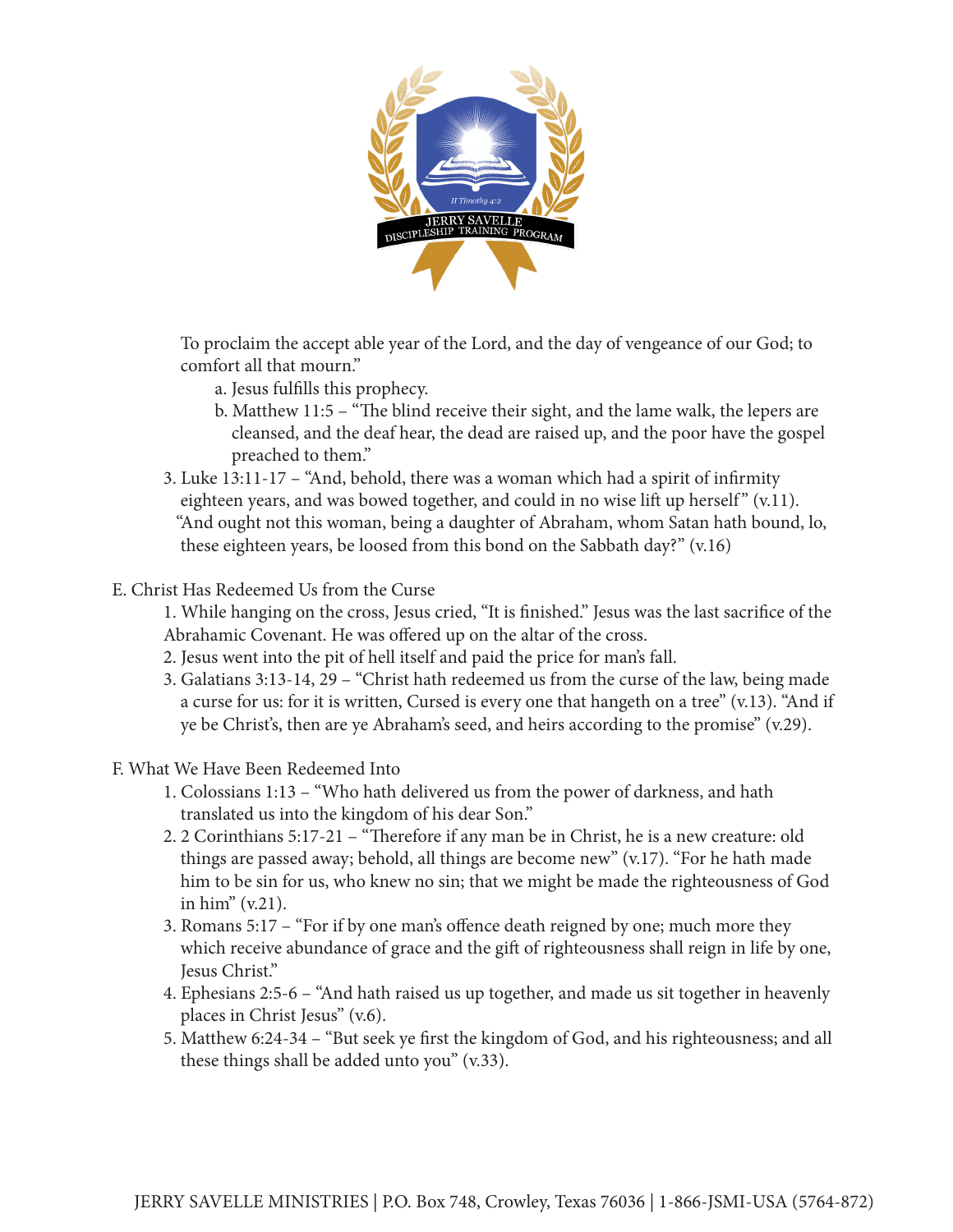To proclaim the accept able year of the Lord, and the day of vengeance of our God; to comfort all that mourn."

a. Jesus fulfills this prophecy.
b. Matthew 11:5 – "The blind receive their sight, and the lame walk, the lepers are cleansed, and the deaf hear, the dead are raised up, and the poor have the gospel preached to them."

3. Luke 13:11-17 – "And, behold, there was a woman which had a spirit of infirmity eighteen years, and was bowed together, and could in no wise lift up herself" (v.11). "And ought not this woman, being a daughter of Abraham, whom Satan hath bound, lo, these eighteen years, be loosed from this bond on the Sabbath day?" (v.16)

E. Christ Has Redeemed Us from the Curse

1. While hanging on the cross, Jesus cried, "It is finished." Jesus was the last sacrifice of the Abrahamic Covenant. He was offered up on the altar of the cross.
2. Jesus went into the pit of hell itself and paid the price for man's fall.
3. Galatians 3:13-14, 29 – "Christ hath redeemed us from the curse of the law, being made a curse for us: for it is written, Cursed is every one that hangeth on a tree" (v.13). "And if ye be Christ's, then are ye Abraham's seed, and heirs according to the promise" (v.29).

F. What We Have Been Redeemed Into

1. Colossians 1:13 – "Who hath delivered us from the power of darkness, and hath translated us into the kingdom of his dear Son."
2. 2 Corinthians 5:17-21 – "Therefore if any man be in Christ, he is a new creature: old things are passed away; behold, all things are become new" (v.17). "For he hath made him to be sin for us, who knew no sin; that we might be made the righteousness of God in him" (v.21).
3. Romans 5:17 – "For if by one man's offence death reigned by one; much more they which receive abundance of grace and the gift of righteousness shall reign in life by one, Jesus Christ."
4. Ephesians 2:5-6 – "And hath raised us up together, and made us sit together in heavenly places in Christ Jesus" (v.6).
5. Matthew 6:24-34 – "But seek ye first the kingdom of God, and his righteousness; and all these things shall be added unto you" (v.33).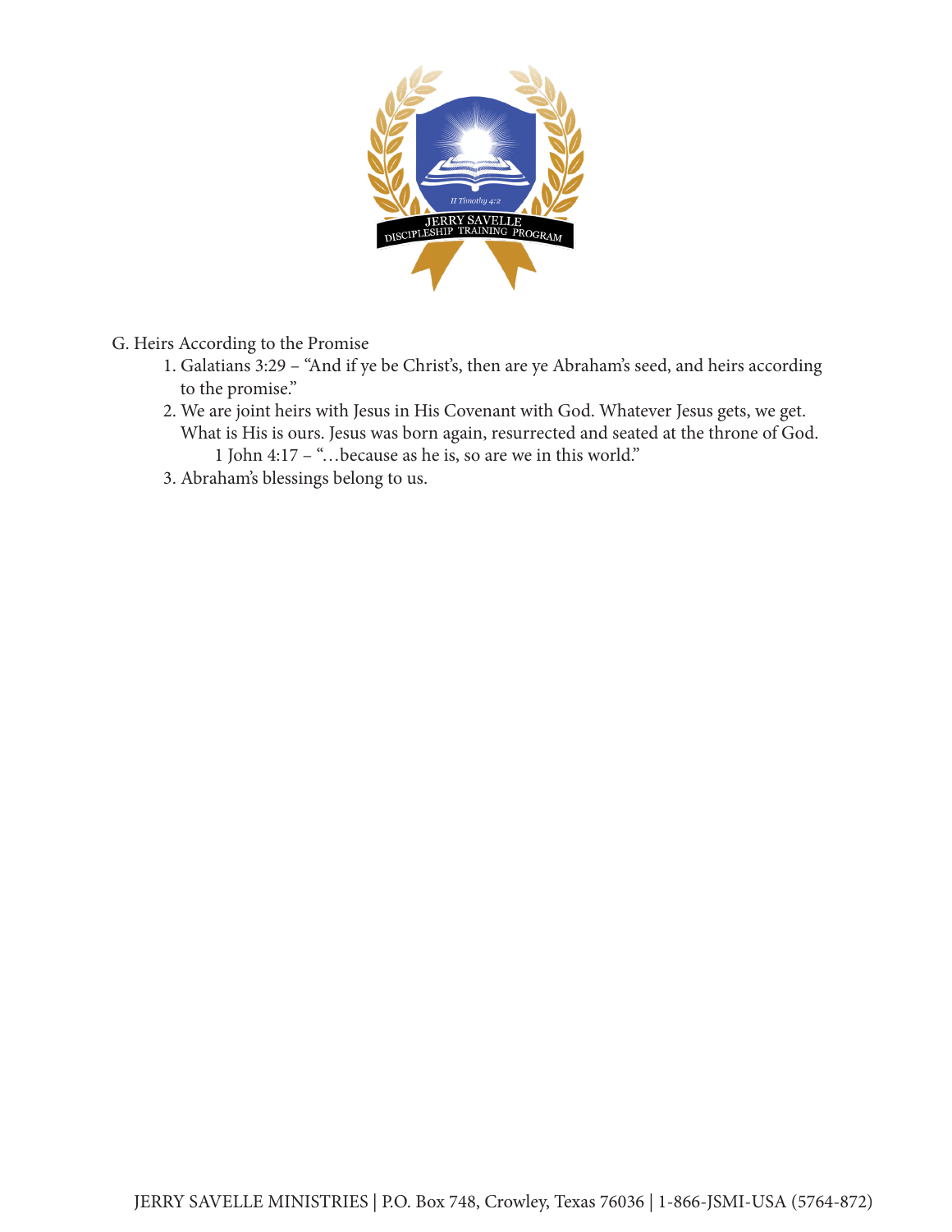G. Heirs According to the Promise

1. Galatians 3:29 – "And if ye be Christ's, then are ye Abraham's seed, and heirs according to the promise."
2. We are joint heirs with Jesus in His Covenant with God. Whatever Jesus gets, we get. What is His is ours. Jesus was born again, resurrected and seated at the throne of God.
   1 John 4:17 – "…because as he is, so are we in this world."
3. Abraham's blessings belong to us.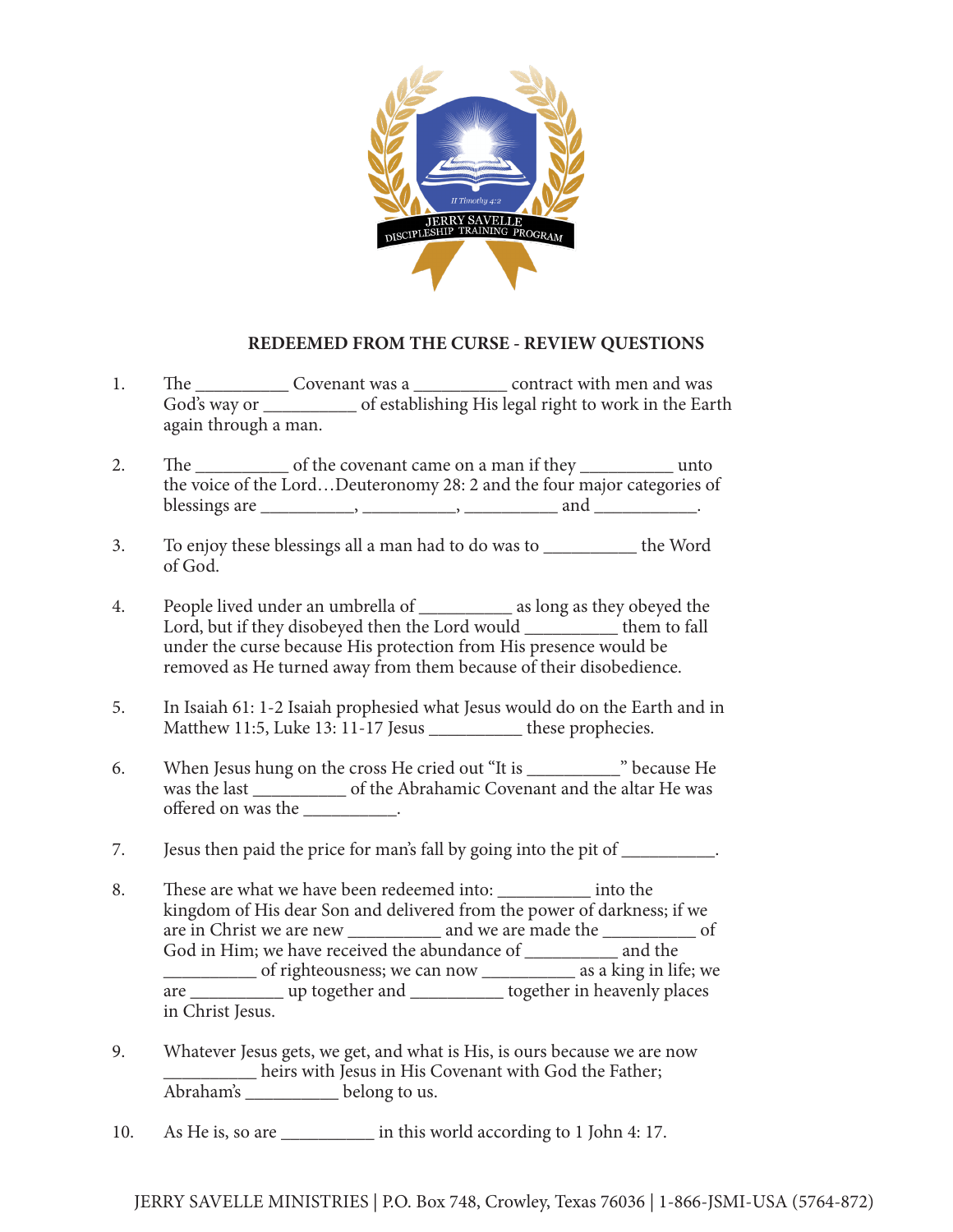## REDEEMED FROM THE CURSE - REVIEW QUESTIONS

1. The __________ Covenant was a __________ contract with men and was God's way or __________ of establishing His legal right to work in the Earth again through a man.

2. The __________ of the covenant came on a man if they __________ unto the voice of the Lord…Deuteronomy 28: 2 and the four major categories of blessings are __________, __________, __________ and ___________.

3. To enjoy these blessings all a man had to do was to __________ the Word of God.

4. People lived under an umbrella of __________ as long as they obeyed the Lord, but if they disobeyed then the Lord would __________ them to fall under the curse because His protection from His presence would be removed as He turned away from them because of their disobedience.

5. In Isaiah 61: 1-2 Isaiah prophesied what Jesus would do on the Earth and in Matthew 11:5, Luke 13: 11-17 Jesus __________ these prophecies.

6. When Jesus hung on the cross He cried out "It is __________" because He was the last __________ of the Abrahamic Covenant and the altar He was offered on was the __________.

7. Jesus then paid the price for man's fall by going into the pit of __________.

8. These are what we have been redeemed into: __________ into the kingdom of His dear Son and delivered from the power of darkness; if we are in Christ we are new __________ and we are made the __________ of God in Him; we have received the abundance of __________ and the __________ of righteousness; we can now __________ as a king in life; we are __________ up together and __________ together in heavenly places in Christ Jesus.

9. Whatever Jesus gets, we get, and what is His, is ours because we are now __________ heirs with Jesus in His Covenant with God the Father; Abraham's __________ belong to us.

10. As He is, so are __________ in this world according to 1 John 4: 17.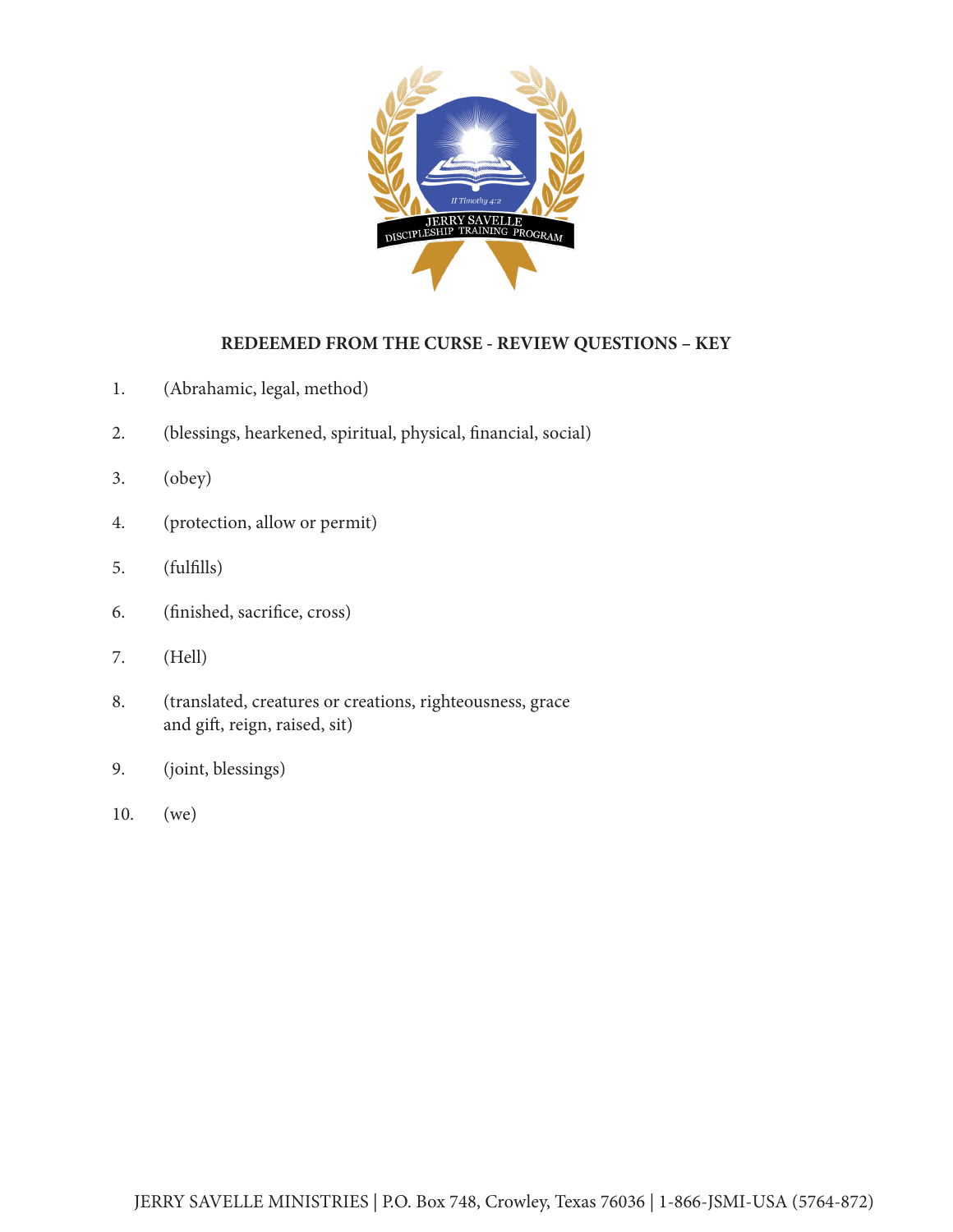**REDEEMED FROM THE CURSE - REVIEW QUESTIONS – KEY**

1. (Abrahamic, legal, method)
2. (blessings, hearkened, spiritual, physical, financial, social)
3. (obey)
4. (protection, allow or permit)
5. (fulfills)
6. (finished, sacrifice, cross)
7. (Hell)
8. (translated, creatures or creations, righteousness, grace and gift, reign, raised, sit)
9. (joint, blessings)
10. (we)

JERRY SAVELLE MINISTRIES | P.O. Box 748, Crowley, Texas 76036 | 1-866-JSMI-USA (5764-872)